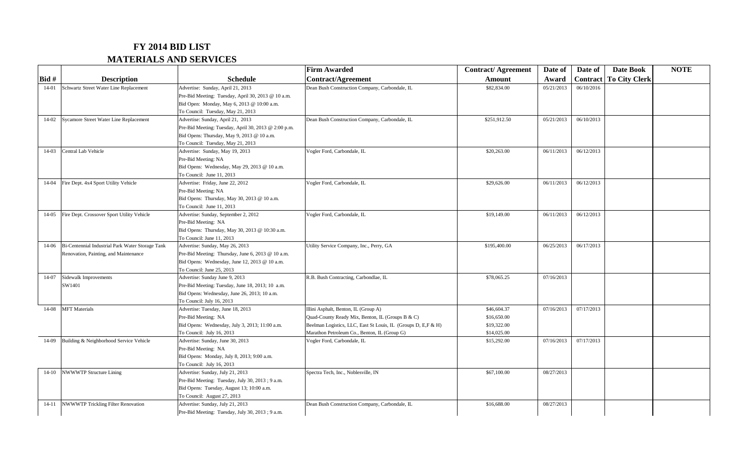# FY 2014 BID LIST

## MATERIALS AND SERVICES

| Bid # | Description | Schedule | Firm Awarded Contract/Agreement | Contract/ Agreement Amount | Date of Award | Date of Contract | Date Book To City Clerk | NOTE |
|---|---|---|---|---|---|---|---|---|
| 14-01 | Schwartz Street Water Line Replacement | Advertise: Sunday, April 21, 2013<br>Pre-Bid Meeting: Tuesday, April 30, 2013 @ 10 a.m.<br>Bid Open: Monday, May 6, 2013 @ 10:00 a.m.<br>To Council: Tuesday, May 21, 2013 | Dean Bush Construction Company, Carbondale, IL | $82,834.00 | 05/21/2013 | 06/10/2016 | | |
| 14-02 | Sycamore Street Water Line Replacement | Advertise: Sunday, April 21, 2013<br>Pre-Bid Meeting: Tuesday, April 30, 2013 @ 2:00 p.m.<br>Bid Opens: Thursday, May 9, 2013 @ 10 a.m.<br>To Council: Tuesday, May 21, 2013 | Dean Bush Construction Company, Carbondale, IL | $251,912.50 | 05/21/2013 | 06/10/2013 | | |
| 14-03 | Central Lab Vehicle | Advertise: Sunday, May 19, 2013<br>Pre-Bid Meeting: NA<br>Bid Opens: Wednesday, May 29, 2013 @ 10 a.m.<br>To Council: June 11, 2013 | Vogler Ford, Carbondale, IL | $20,263.00 | 06/11/2013 | 06/12/2013 | | |
| 14-04 | Fire Dept. 4x4 Sport Utility Vehicle | Advertise: Friday, June 22, 2012<br>Pre-Bid Meeting: NA<br>Bid Opens: Thursday, May 30, 2013 @ 10 a.m.<br>To Council: June 11, 2013 | Vogler Ford, Carbondale, IL | $29,626.00 | 06/11/2013 | 06/12/2013 | | |
| 14-05 | Fire Dept. Crossover Sport Utility Vehicle | Advertise: Sunday, September 2, 2012<br>Pre-Bid Meeting: NA<br>Bid Opens: Thursday, May 30, 2013 @ 10:30 a.m.<br>To Council: June 11, 2013 | Vogler Ford, Carbondale, IL | $19,149.00 | 06/11/2013 | 06/12/2013 | | |
| 14-06 | Bi-Centennial Industrial Park Water Storage Tank Renovation, Painting, and Maintenance | Advertise: Sunday, May 26, 2013<br>Pre-Bid Meeting: Thursday, June 6, 2013 @ 10 a.m.<br>Bid Opens: Wednesday, June 12, 2013 @ 10 a.m.<br>To Council: June 25, 2013 | Utility Service Company, Inc., Perry, GA | $195,400.00 | 06/25/2013 | 06/17/2013 | | |
| 14-07 | Sidewalk Improvements<br>SW1401 | Advertise: Sunday June 9, 2013<br>Pre-Bid Meeting: Tuesday, June 18, 2013; 10 a.m.<br>Bid Opens: Wednesday, June 26, 2013; 10 a.m.<br>To Council: July 16, 2013 | R.B. Bush Contracting, Carbondlae, IL | $78,065.25 | 07/16/2013 | | | |
| 14-08 | MFT Materials | Advertise: Tuesday, June 18, 2013<br>Pre-Bid Meeting: NA<br>Bid Opens: Wednesday, July 3, 2013; 11:00 a.m.<br>To Council: July 16, 2013 | Illini Asphalt, Benton, IL (Group A)<br>Quad-County Ready Mix, Benton, IL (Groups B & C)<br>Beelman Logistics, LLC, East St Louis, IL (Groups D, E,F & H)<br>Marathon Petroleum Co., Benton, IL (Group G) | $46,604.37<br>$16,650.00<br>$19,322.00<br>$14,025.00 | 07/16/2013 | 07/17/2013 | | |
| 14-09 | Building & Neighborhood Service Vehicle | Advertise: Sunday, June 30, 2013<br>Pre-Bid Meeting: NA<br>Bid Opens: Monday, July 8, 2013; 9:00 a.m.<br>To Council: July 16, 2013 | Vogler Ford, Carbondale, IL | $15,292.00 | 07/16/2013 | 07/17/2013 | | |
| 14-10 | NWWWTP Structure Lining | Advertise: Sunday, July 21, 2013<br>Pre-Bid Meeting: Tuesday, July 30, 2013 ; 9 a.m.<br>Bid Opens: Tuesday, August 13; 10:00 a.m.<br>To Council: August 27, 2013 | Spectra Tech, Inc., Noblesville, IN | $67,100.00 | 08/27/2013 | | | |
| 14-11 | NWWWTP Trickling Filter Renovation | Advertise: Sunday, July 21, 2013<br>Pre-Bid Meeting: Tuesday, July 30, 2013 ; 9 a.m. | Dean Bush Construction Company, Carbondale, IL | $16,688.00 | 08/27/2013 | | | |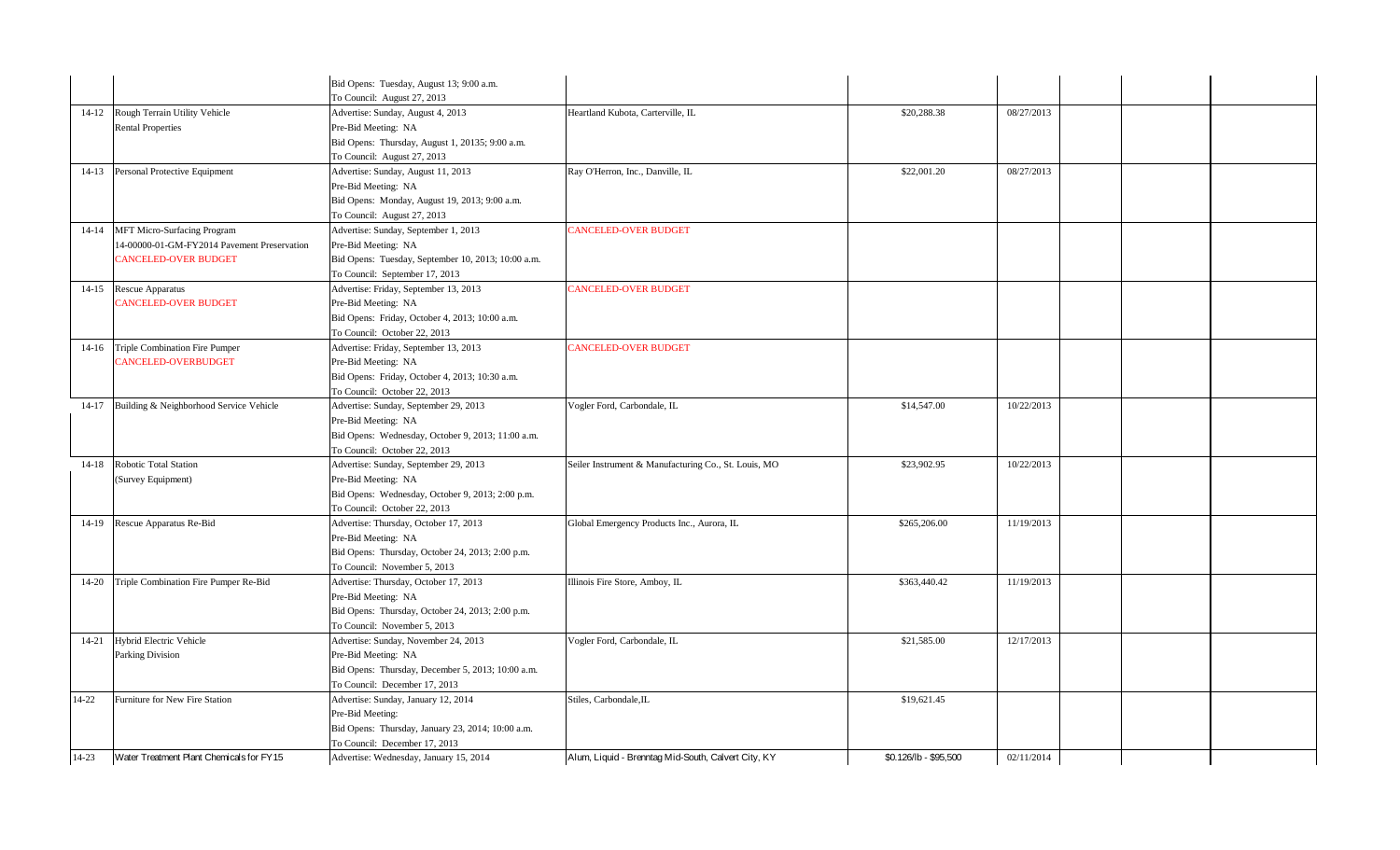| | | | | | | | | |
|---|---|---|---|---|---|---|---|---|
| | | Bid Opens: Tuesday, August 13; 9:00 a.m.<br>To Council: August 27, 2013 | | | | | | |
| 14-12 | Rough Terrain Utility Vehicle<br>Rental Properties | Advertise: Sunday, August 4, 2013<br>Pre-Bid Meeting: NA<br>Bid Opens: Thursday, August 1, 20135; 9:00 a.m.<br>To Council: August 27, 2013 | Heartland Kubota, Carterville, IL | $20,288.38 | 08/27/2013 | | | |
| 14-13 | Personal Protective Equipment | Advertise: Sunday, August 11, 2013<br>Pre-Bid Meeting: NA<br>Bid Opens: Monday, August 19, 2013; 9:00 a.m.<br>To Council: August 27, 2013 | Ray O'Herron, Inc., Danville, IL | $22,001.20 | 08/27/2013 | | | |
| 14-14 | MFT Micro-Surfacing Program<br>14-00000-01-GM-FY2014 Pavement Preservation<br>CANCELED-OVER BUDGET | Advertise: Sunday, September 1, 2013<br>Pre-Bid Meeting: NA<br>Bid Opens: Tuesday, September 10, 2013; 10:00 a.m.<br>To Council: September 17, 2013 | CANCELED-OVER BUDGET | | | | | |
| 14-15 | Rescue Apparatus<br>CANCELED-OVER BUDGET | Advertise: Friday, September 13, 2013<br>Pre-Bid Meeting: NA<br>Bid Opens: Friday, October 4, 2013; 10:00 a.m.<br>To Council: October 22, 2013 | CANCELED-OVER BUDGET | | | | | |
| 14-16 | Triple Combination Fire Pumper<br>CANCELED-OVERBUDGET | Advertise: Friday, September 13, 2013<br>Pre-Bid Meeting: NA<br>Bid Opens: Friday, October 4, 2013; 10:30 a.m.<br>To Council: October 22, 2013 | CANCELED-OVER BUDGET | | | | | |
| 14-17 | Building & Neighborhood Service Vehicle | Advertise: Sunday, September 29, 2013<br>Pre-Bid Meeting: NA<br>Bid Opens: Wednesday, October 9, 2013; 11:00 a.m.<br>To Council: October 22, 2013 | Vogler Ford, Carbondale, IL | $14,547.00 | 10/22/2013 | | | |
| 14-18 | Robotic Total Station<br>(Survey Equipment) | Advertise: Sunday, September 29, 2013<br>Pre-Bid Meeting: NA<br>Bid Opens: Wednesday, October 9, 2013; 2:00 p.m.<br>To Council: October 22, 2013 | Seiler Instrument & Manufacturing Co., St. Louis, MO | $23,902.95 | 10/22/2013 | | | |
| 14-19 | Rescue Apparatus Re-Bid | Advertise: Thursday, October 17, 2013<br>Pre-Bid Meeting: NA<br>Bid Opens: Thursday, October 24, 2013; 2:00 p.m.<br>To Council: November 5, 2013 | Global Emergency Products Inc., Aurora, IL | $265,206.00 | 11/19/2013 | | | |
| 14-20 | Triple Combination Fire Pumper Re-Bid | Advertise: Thursday, October 17, 2013<br>Pre-Bid Meeting: NA<br>Bid Opens: Thursday, October 24, 2013; 2:00 p.m.<br>To Council: November 5, 2013 | Illinois Fire Store, Amboy, IL | $363,440.42 | 11/19/2013 | | | |
| 14-21 | Hybrid Electric Vehicle<br>Parking Division | Advertise: Sunday, November 24, 2013<br>Pre-Bid Meeting: NA<br>Bid Opens: Thursday, December 5, 2013; 10:00 a.m.<br>To Council: December 17, 2013 | Vogler Ford, Carbondale, IL | $21,585.00 | 12/17/2013 | | | |
| 14-22 | Furniture for New Fire Station | Advertise: Sunday, January 12, 2014<br>Pre-Bid Meeting:<br>Bid Opens: Thursday, January 23, 2014; 10:00 a.m.<br>To Council: December 17, 2013 | Stiles, Carbondale,IL | $19,621.45 | | | | |
| 14-23 | Water Treatment Plant Chemicals for FY15 | Advertise: Wednesday, January 15, 2014 | Alum, Liquid - Brenntag Mid-South, Calvert City, KY | $0.126/lb - $95,500 | 02/11/2014 | | | |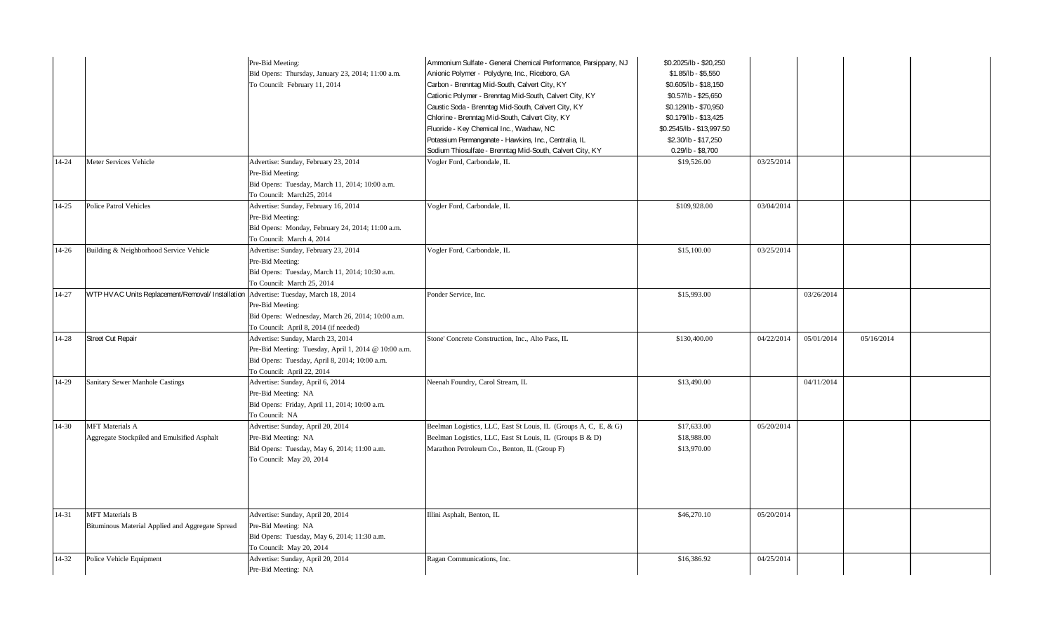| | | | | | | | | |
|---|---|---|---|---|---|---|---|---|
| | | Pre-Bid Meeting:<br>Bid Opens: Thursday, January 23, 2014; 11:00 a.m.<br>To Council: February 11, 2014 | Ammonium Sulfate - General Chemical Performance, Parsippany, NJ<br>Anionic Polymer - Polydyne, Inc., Riceboro, GA<br>Carbon - Brenntag Mid-South, Calvert City, KY<br>Cationic Polymer - Brenntag Mid-South, Calvert City, KY<br>Caustic Soda - Brenntag Mid-South, Calvert City, KY<br>Chlorine - Brenntag Mid-South, Calvert City, KY<br>Fluoride - Key Chemical Inc., Waxhaw, NC<br>Potassium Permanganate - Hawkins, Inc., Centralia, IL<br>Sodium Thiosulfate - Brenntag Mid-South, Calvert City, KY | \$0.2025/lb - \$20,250<br>\$1.85/lb - \$5,550<br>\$0.605/lb - \$18,150<br>\$0.57/lb - \$25,650<br>\$0.129/lb - \$70,950<br>\$0.179/lb - \$13,425<br>\$0.2545/lb - \$13,997.50<br>\$2.30/lb - \$17,250<br>0.29/lb - \$8,700 | | | | |
| 14-24 | Meter Services Vehicle | Advertise: Sunday, February 23, 2014<br>Pre-Bid Meeting:<br>Bid Opens: Tuesday, March 11, 2014; 10:00 a.m.<br>To Council: March25, 2014 | Vogler Ford, Carbondale, IL | \$19,526.00 | 03/25/2014 | | | |
| 14-25 | Police Patrol Vehicles | Advertise: Sunday, February 16, 2014<br>Pre-Bid Meeting:<br>Bid Opens: Monday, February 24, 2014; 11:00 a.m.<br>To Council: March 4, 2014 | Vogler Ford, Carbondale, IL | \$109,928.00 | 03/04/2014 | | | |
| 14-26 | Building & Neighborhood Service Vehicle | Advertise: Sunday, February 23, 2014<br>Pre-Bid Meeting:<br>Bid Opens: Tuesday, March 11, 2014; 10:30 a.m.<br>To Council: March 25, 2014 | Vogler Ford, Carbondale, IL | \$15,100.00 | 03/25/2014 | | | |
| 14-27 | WTP HVAC Units Replacement/Removal/ Installation | Advertise: Tuesday, March 18, 2014<br>Pre-Bid Meeting:<br>Bid Opens: Wednesday, March 26, 2014; 10:00 a.m.<br>To Council: April 8, 2014 (if needed) | Ponder Service, Inc. | \$15,993.00 | | 03/26/2014 | | |
| 14-28 | Street Cut Repair | Advertise: Sunday, March 23, 2014<br>Pre-Bid Meeting: Tuesday, April 1, 2014 @ 10:00 a.m.<br>Bid Opens: Tuesday, April 8, 2014; 10:00 a.m.<br>To Council: April 22, 2014 | Stone' Concrete Construction, Inc., Alto Pass, IL | \$130,400.00 | 04/22/2014 | 05/01/2014 | 05/16/2014 | |
| 14-29 | Sanitary Sewer Manhole Castings | Advertise: Sunday, April 6, 2014<br>Pre-Bid Meeting: NA<br>Bid Opens: Friday, April 11, 2014; 10:00 a.m.<br>To Council: NA | Neenah Foundry, Carol Stream, IL | \$13,490.00 | | 04/11/2014 | | |
| 14-30 | MFT Materials A<br>Aggregate Stockpiled and Emulsified Asphalt | Advertise: Sunday, April 20, 2014<br>Pre-Bid Meeting: NA<br>Bid Opens: Tuesday, May 6, 2014; 11:00 a.m.<br>To Council: May 20, 2014 | Beelman Logistics, LLC, East St Louis, IL (Groups A, C, E, & G)<br>Beelman Logistics, LLC, East St Louis, IL (Groups B & D)<br>Marathon Petroleum Co., Benton, IL (Group F) | \$17,633.00<br>\$18,988.00<br>\$13,970.00 | 05/20/2014 | | | |
| 14-31 | MFT Materials B<br>Bituminous Material Applied and Aggregate Spread | Advertise: Sunday, April 20, 2014<br>Pre-Bid Meeting: NA<br>Bid Opens: Tuesday, May 6, 2014; 11:30 a.m.<br>To Council: May 20, 2014 | Illini Asphalt, Benton, IL | \$46,270.10 | 05/20/2014 | | | |
| 14-32 | Police Vehicle Equipment | Advertise: Sunday, April 20, 2014<br>Pre-Bid Meeting: NA | Ragan Communications, Inc. | \$16,386.92 | 04/25/2014 | | | |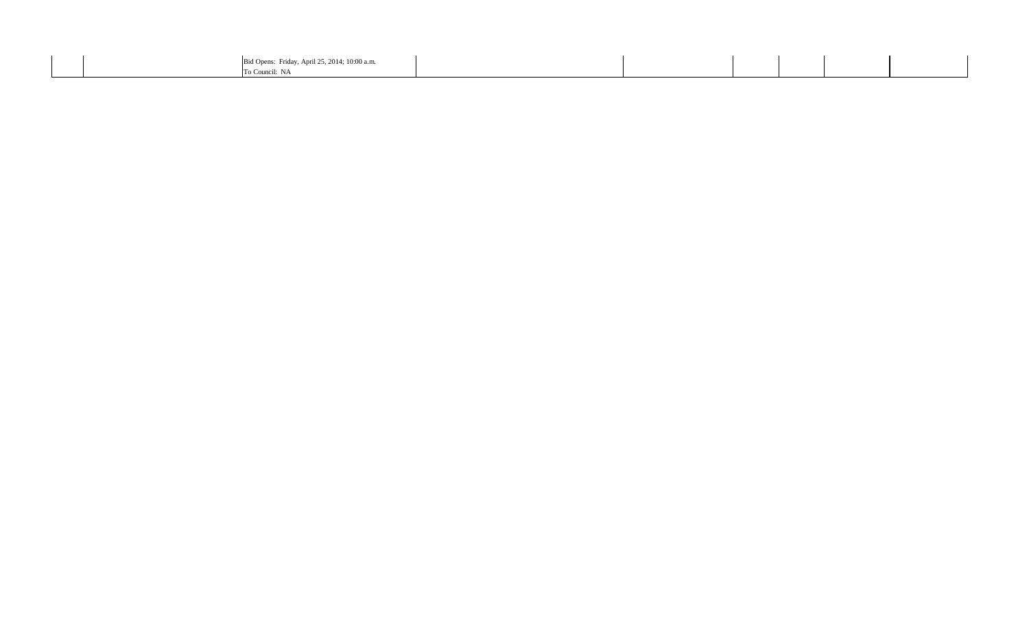| | | | | | | | | |
|---|---|---|---|---|---|---|---|---|
| | | Bid Opens: Friday, April 25, 2014; 10:00 a.m.<br>To Council: NA | | | | | | |